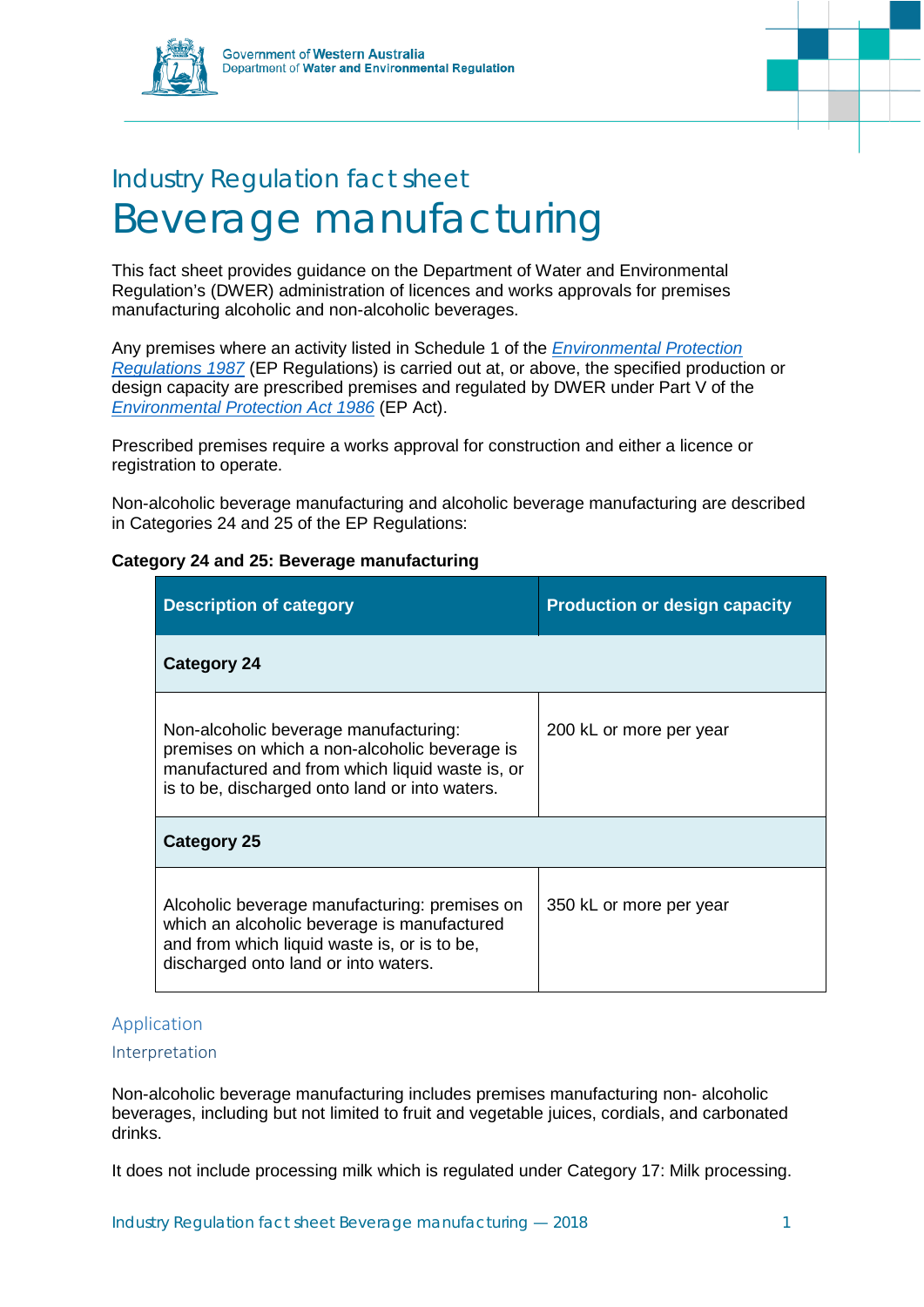Government of Western Australia
Department of Water and Environmental Regulation

Industry Regulation fact sheet

# Beverage manufacturing

This fact sheet provides guidance on the Department of Water and Environmental Regulation's (DWER) administration of licences and works approvals for premises manufacturing alcoholic and non-alcoholic beverages.

Any premises where an activity listed in Schedule 1 of the *Environmental Protection Regulations 1987* (EP Regulations) is carried out at, or above, the specified production or design capacity are prescribed premises and regulated by DWER under Part V of the *Environmental Protection Act 1986* (EP Act).

Prescribed premises require a works approval for construction and either a licence or registration to operate.

Non-alcoholic beverage manufacturing and alcoholic beverage manufacturing are described in Categories 24 and 25 of the EP Regulations:

**Category 24 and 25: Beverage manufacturing**

| Description of category | Production or design capacity |
|---|---|
| **Category 24** | |
| Non-alcoholic beverage manufacturing: premises on which a non-alcoholic beverage is manufactured and from which liquid waste is, or is to be, discharged onto land or into waters. | 200 kL or more per year |
| **Category 25** | |
| Alcoholic beverage manufacturing: premises on which an alcoholic beverage is manufactured and from which liquid waste is, or is to be, discharged onto land or into waters. | 350 kL or more per year |

## Application

### Interpretation

Non-alcoholic beverage manufacturing includes premises manufacturing non- alcoholic beverages, including but not limited to fruit and vegetable juices, cordials, and carbonated drinks.

It does not include processing milk which is regulated under Category 17: Milk processing.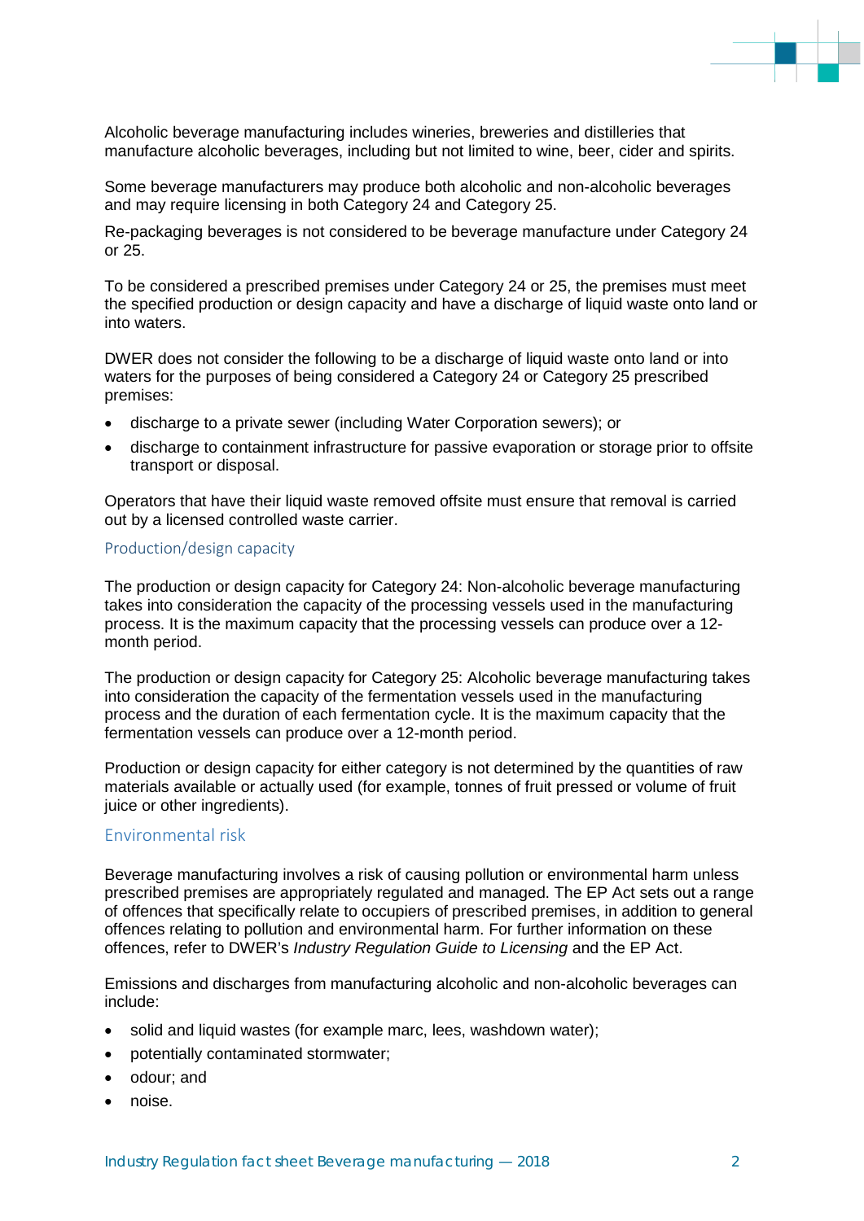Alcoholic beverage manufacturing includes wineries, breweries and distilleries that manufacture alcoholic beverages, including but not limited to wine, beer, cider and spirits.

Some beverage manufacturers may produce both alcoholic and non-alcoholic beverages and may require licensing in both Category 24 and Category 25.

Re-packaging beverages is not considered to be beverage manufacture under Category 24 or 25.

To be considered a prescribed premises under Category 24 or 25, the premises must meet the specified production or design capacity and have a discharge of liquid waste onto land or into waters.

DWER does not consider the following to be a discharge of liquid waste onto land or into waters for the purposes of being considered a Category 24 or Category 25 prescribed premises:

- discharge to a private sewer (including Water Corporation sewers); or
- discharge to containment infrastructure for passive evaporation or storage prior to offsite transport or disposal.

Operators that have their liquid waste removed offsite must ensure that removal is carried out by a licensed controlled waste carrier.

### Production/design capacity

The production or design capacity for Category 24: Non-alcoholic beverage manufacturing takes into consideration the capacity of the processing vessels used in the manufacturing process. It is the maximum capacity that the processing vessels can produce over a 12-month period.

The production or design capacity for Category 25: Alcoholic beverage manufacturing takes into consideration the capacity of the fermentation vessels used in the manufacturing process and the duration of each fermentation cycle. It is the maximum capacity that the fermentation vessels can produce over a 12-month period.

Production or design capacity for either category is not determined by the quantities of raw materials available or actually used (for example, tonnes of fruit pressed or volume of fruit juice or other ingredients).

### Environmental risk

Beverage manufacturing involves a risk of causing pollution or environmental harm unless prescribed premises are appropriately regulated and managed. The EP Act sets out a range of offences that specifically relate to occupiers of prescribed premises, in addition to general offences relating to pollution and environmental harm. For further information on these offences, refer to DWER's *Industry Regulation Guide to Licensing* and the EP Act.

Emissions and discharges from manufacturing alcoholic and non-alcoholic beverages can include:

- solid and liquid wastes (for example marc, lees, washdown water);
- potentially contaminated stormwater;
- odour; and
- noise.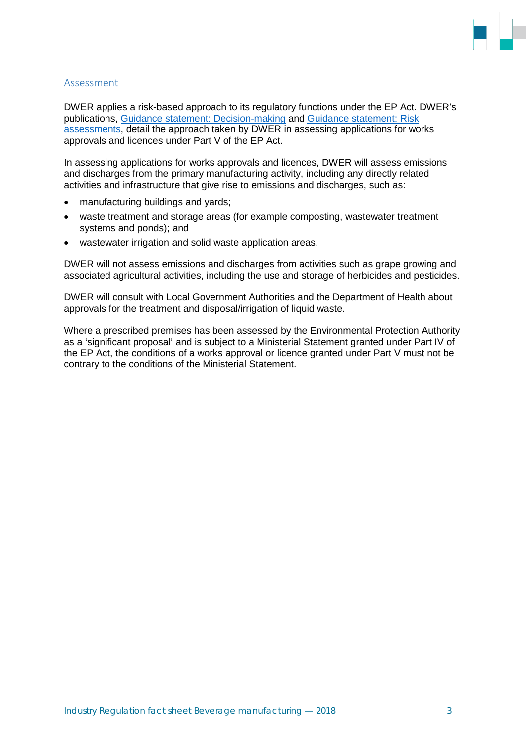## Assessment

DWER applies a risk-based approach to its regulatory functions under the EP Act. DWER's publications, [Guidance statement: Decision-making]() and [Guidance statement: Risk assessments](), detail the approach taken by DWER in assessing applications for works approvals and licences under Part V of the EP Act.

In assessing applications for works approvals and licences, DWER will assess emissions and discharges from the primary manufacturing activity, including any directly related activities and infrastructure that give rise to emissions and discharges, such as:

- manufacturing buildings and yards;
- waste treatment and storage areas (for example composting, wastewater treatment systems and ponds); and
- wastewater irrigation and solid waste application areas.

DWER will not assess emissions and discharges from activities such as grape growing and associated agricultural activities, including the use and storage of herbicides and pesticides.

DWER will consult with Local Government Authorities and the Department of Health about approvals for the treatment and disposal/irrigation of liquid waste.

Where a prescribed premises has been assessed by the Environmental Protection Authority as a 'significant proposal' and is subject to a Ministerial Statement granted under Part IV of the EP Act, the conditions of a works approval or licence granted under Part V must not be contrary to the conditions of the Ministerial Statement.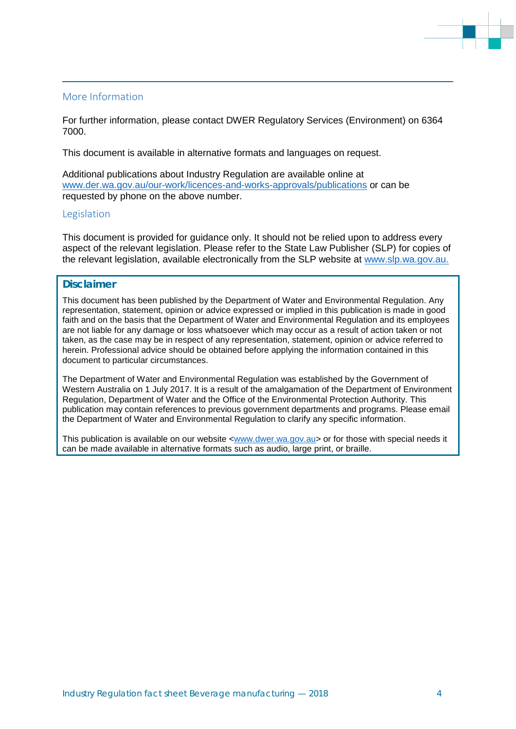## More Information

For further information, please contact DWER Regulatory Services (Environment) on 6364 7000.

This document is available in alternative formats and languages on request.

Additional publications about Industry Regulation are available online at www.der.wa.gov.au/our-work/licences-and-works-approvals/publications or can be requested by phone on the above number.

## Legislation

This document is provided for guidance only. It should not be relied upon to address every aspect of the relevant legislation. Please refer to the State Law Publisher (SLP) for copies of the relevant legislation, available electronically from the SLP website at www.slp.wa.gov.au.

### Disclaimer

This document has been published by the Department of Water and Environmental Regulation. Any representation, statement, opinion or advice expressed or implied in this publication is made in good faith and on the basis that the Department of Water and Environmental Regulation and its employees are not liable for any damage or loss whatsoever which may occur as a result of action taken or not taken, as the case may be in respect of any representation, statement, opinion or advice referred to herein. Professional advice should be obtained before applying the information contained in this document to particular circumstances.

The Department of Water and Environmental Regulation was established by the Government of Western Australia on 1 July 2017. It is a result of the amalgamation of the Department of Environment Regulation, Department of Water and the Office of the Environmental Protection Authority. This publication may contain references to previous government departments and programs. Please email the Department of Water and Environmental Regulation to clarify any specific information.

This publication is available on our website <www.dwer.wa.gov.au> or for those with special needs it can be made available in alternative formats such as audio, large print, or braille.